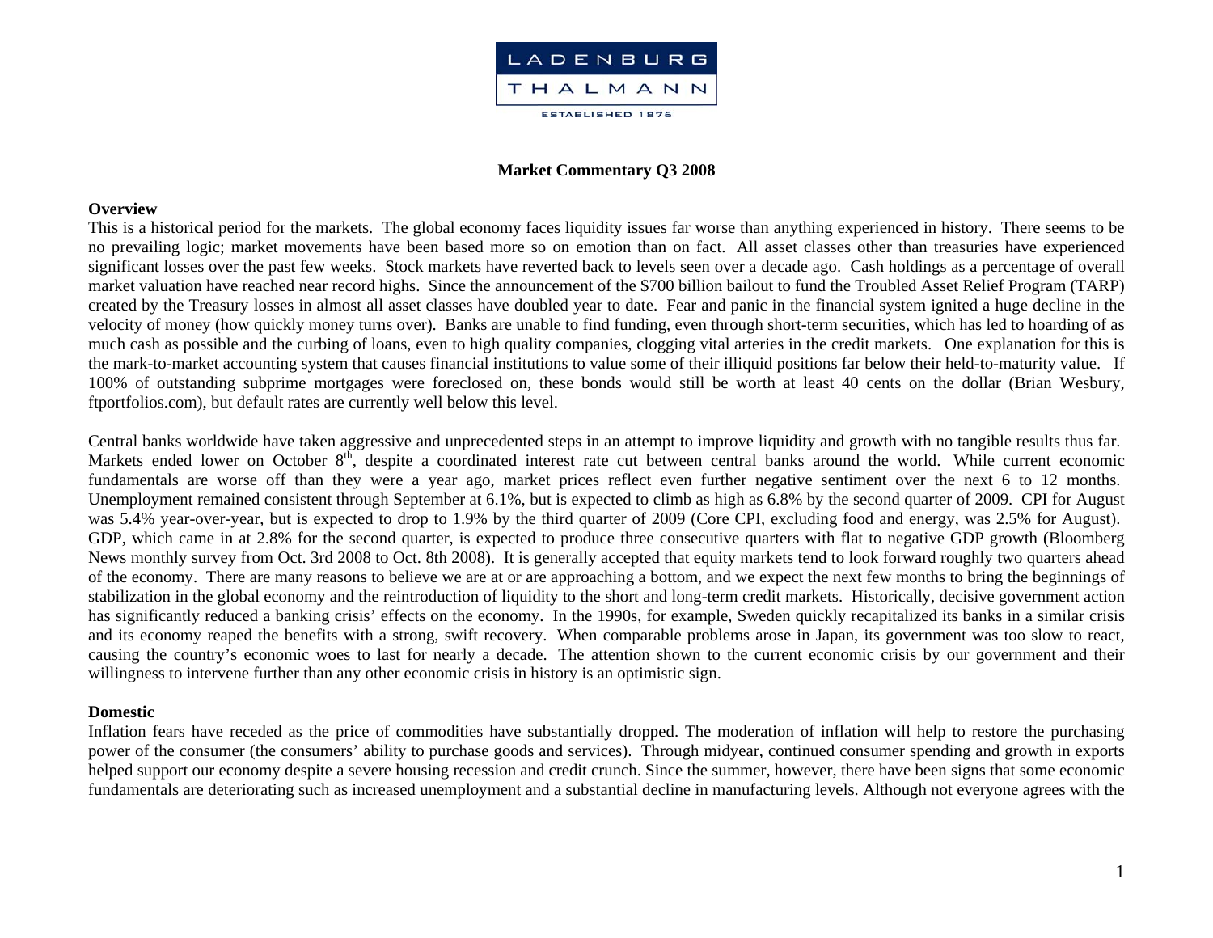LADENBURG THALMANN

ESTABLISHED 1876

**Market Commentary Q3 2008**

**Overview**

This is a historical period for the markets. The global economy faces liquidity issues far worse than anything experienced in history. There seems to be no prevailing logic; market movements have been based more so on emotion than on fact. All asset classes other than treasuries have experienced significant losses over the past few weeks. Stock markets have reverted back to levels seen over a decade ago. Cash holdings as a percentage of overall market valuation have reached near record highs. Since the announcement of the $700 billion bailout to fund the Troubled Asset Relief Program (TARP) created by the Treasury losses in almost all asset classes have doubled year to date. Fear and panic in the financial system ignited a huge decline in the velocity of money (how quickly money turns over). Banks are unable to find funding, even through short-term securities, which has led to hoarding of as much cash as possible and the curbing of loans, even to high quality companies, clogging vital arteries in the credit markets. One explanation for this is the mark-to-market accounting system that causes financial institutions to value some of their illiquid positions far below their held-to-maturity value. If 100% of outstanding subprime mortgages were foreclosed on, these bonds would still be worth at least 40 cents on the dollar (Brian Wesbury, ftportfolios.com), but default rates are currently well below this level.

Central banks worldwide have taken aggressive and unprecedented steps in an attempt to improve liquidity and growth with no tangible results thus far. Markets ended lower on October 8th, despite a coordinated interest rate cut between central banks around the world. While current economic fundamentals are worse off than they were a year ago, market prices reflect even further negative sentiment over the next 6 to 12 months. Unemployment remained consistent through September at 6.1%, but is expected to climb as high as 6.8% by the second quarter of 2009. CPI for August was 5.4% year-over-year, but is expected to drop to 1.9% by the third quarter of 2009 (Core CPI, excluding food and energy, was 2.5% for August). GDP, which came in at 2.8% for the second quarter, is expected to produce three consecutive quarters with flat to negative GDP growth (Bloomberg News monthly survey from Oct. 3rd 2008 to Oct. 8th 2008). It is generally accepted that equity markets tend to look forward roughly two quarters ahead of the economy. There are many reasons to believe we are at or are approaching a bottom, and we expect the next few months to bring the beginnings of stabilization in the global economy and the reintroduction of liquidity to the short and long-term credit markets. Historically, decisive government action has significantly reduced a banking crisis' effects on the economy. In the 1990s, for example, Sweden quickly recapitalized its banks in a similar crisis and its economy reaped the benefits with a strong, swift recovery. When comparable problems arose in Japan, its government was too slow to react, causing the country's economic woes to last for nearly a decade. The attention shown to the current economic crisis by our government and their willingness to intervene further than any other economic crisis in history is an optimistic sign.

**Domestic**

Inflation fears have receded as the price of commodities have substantially dropped. The moderation of inflation will help to restore the purchasing power of the consumer (the consumers' ability to purchase goods and services). Through midyear, continued consumer spending and growth in exports helped support our economy despite a severe housing recession and credit crunch. Since the summer, however, there have been signs that some economic fundamentals are deteriorating such as increased unemployment and a substantial decline in manufacturing levels. Although not everyone agrees with the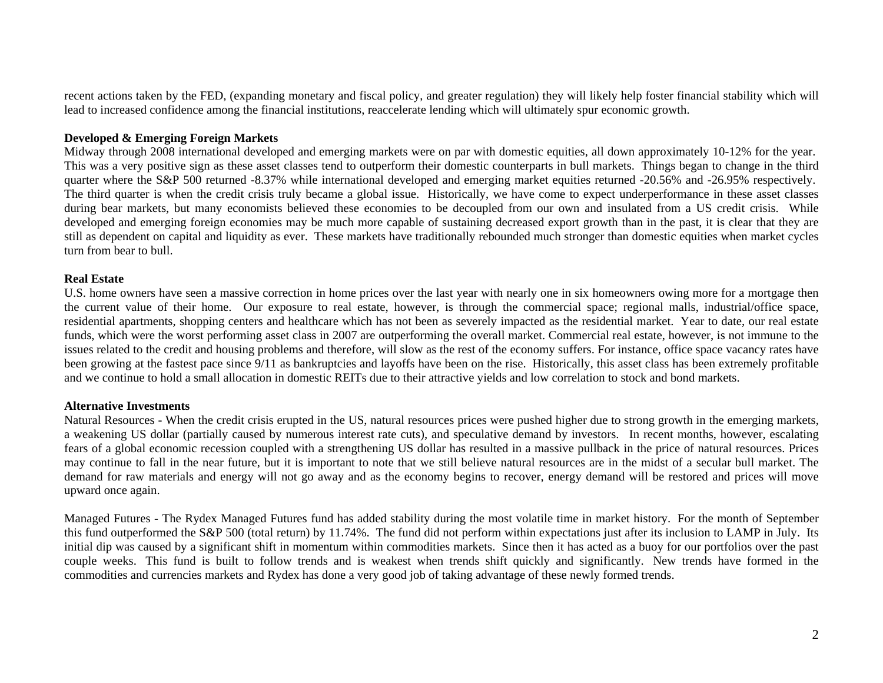recent actions taken by the FED, (expanding monetary and fiscal policy, and greater regulation) they will likely help foster financial stability which will lead to increased confidence among the financial institutions, reaccelerate lending which will ultimately spur economic growth.

**Developed & Emerging Foreign Markets**

Midway through 2008 international developed and emerging markets were on par with domestic equities, all down approximately 10-12% for the year. This was a very positive sign as these asset classes tend to outperform their domestic counterparts in bull markets. Things began to change in the third quarter where the S&P 500 returned -8.37% while international developed and emerging market equities returned -20.56% and -26.95% respectively. The third quarter is when the credit crisis truly became a global issue. Historically, we have come to expect underperformance in these asset classes during bear markets, but many economists believed these economies to be decoupled from our own and insulated from a US credit crisis. While developed and emerging foreign economies may be much more capable of sustaining decreased export growth than in the past, it is clear that they are still as dependent on capital and liquidity as ever. These markets have traditionally rebounded much stronger than domestic equities when market cycles turn from bear to bull.

**Real Estate**

U.S. home owners have seen a massive correction in home prices over the last year with nearly one in six homeowners owing more for a mortgage then the current value of their home. Our exposure to real estate, however, is through the commercial space; regional malls, industrial/office space, residential apartments, shopping centers and healthcare which has not been as severely impacted as the residential market. Year to date, our real estate funds, which were the worst performing asset class in 2007 are outperforming the overall market. Commercial real estate, however, is not immune to the issues related to the credit and housing problems and therefore, will slow as the rest of the economy suffers. For instance, office space vacancy rates have been growing at the fastest pace since 9/11 as bankruptcies and layoffs have been on the rise. Historically, this asset class has been extremely profitable and we continue to hold a small allocation in domestic REITs due to their attractive yields and low correlation to stock and bond markets.

**Alternative Investments**

Natural Resources - When the credit crisis erupted in the US, natural resources prices were pushed higher due to strong growth in the emerging markets, a weakening US dollar (partially caused by numerous interest rate cuts), and speculative demand by investors. In recent months, however, escalating fears of a global economic recession coupled with a strengthening US dollar has resulted in a massive pullback in the price of natural resources. Prices may continue to fall in the near future, but it is important to note that we still believe natural resources are in the midst of a secular bull market. The demand for raw materials and energy will not go away and as the economy begins to recover, energy demand will be restored and prices will move upward once again.

Managed Futures - The Rydex Managed Futures fund has added stability during the most volatile time in market history. For the month of September this fund outperformed the S&P 500 (total return) by 11.74%. The fund did not perform within expectations just after its inclusion to LAMP in July. Its initial dip was caused by a significant shift in momentum within commodities markets. Since then it has acted as a buoy for our portfolios over the past couple weeks. This fund is built to follow trends and is weakest when trends shift quickly and significantly. New trends have formed in the commodities and currencies markets and Rydex has done a very good job of taking advantage of these newly formed trends.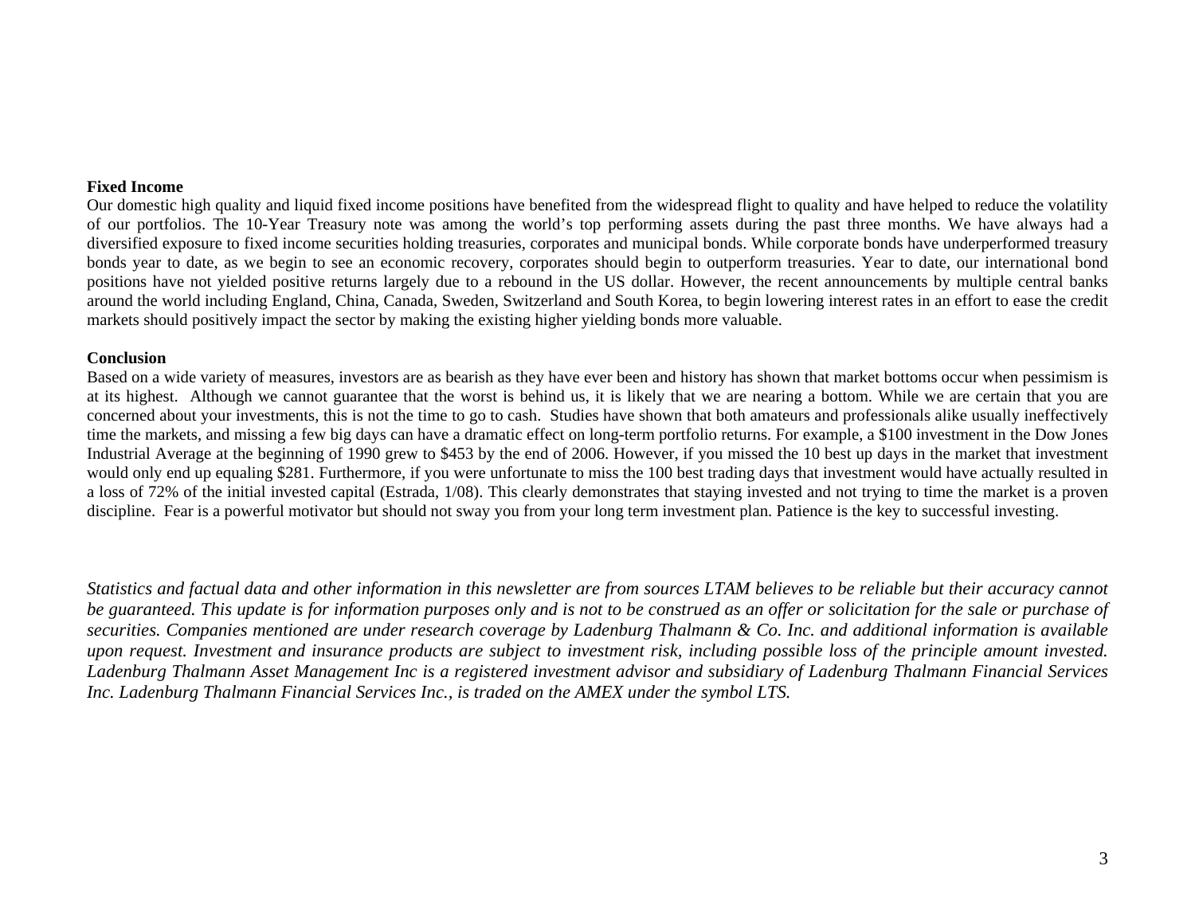**Fixed Income**

Our domestic high quality and liquid fixed income positions have benefited from the widespread flight to quality and have helped to reduce the volatility of our portfolios. The 10-Year Treasury note was among the world's top performing assets during the past three months. We have always had a diversified exposure to fixed income securities holding treasuries, corporates and municipal bonds. While corporate bonds have underperformed treasury bonds year to date, as we begin to see an economic recovery, corporates should begin to outperform treasuries. Year to date, our international bond positions have not yielded positive returns largely due to a rebound in the US dollar. However, the recent announcements by multiple central banks around the world including England, China, Canada, Sweden, Switzerland and South Korea, to begin lowering interest rates in an effort to ease the credit markets should positively impact the sector by making the existing higher yielding bonds more valuable.

**Conclusion**

Based on a wide variety of measures, investors are as bearish as they have ever been and history has shown that market bottoms occur when pessimism is at its highest. Although we cannot guarantee that the worst is behind us, it is likely that we are nearing a bottom. While we are certain that you are concerned about your investments, this is not the time to go to cash. Studies have shown that both amateurs and professionals alike usually ineffectively time the markets, and missing a few big days can have a dramatic effect on long-term portfolio returns. For example, a $100 investment in the Dow Jones Industrial Average at the beginning of 1990 grew to $453 by the end of 2006. However, if you missed the 10 best up days in the market that investment would only end up equaling $281. Furthermore, if you were unfortunate to miss the 100 best trading days that investment would have actually resulted in a loss of 72% of the initial invested capital (Estrada, 1/08). This clearly demonstrates that staying invested and not trying to time the market is a proven discipline. Fear is a powerful motivator but should not sway you from your long term investment plan. Patience is the key to successful investing.

*Statistics and factual data and other information in this newsletter are from sources LTAM believes to be reliable but their accuracy cannot be guaranteed. This update is for information purposes only and is not to be construed as an offer or solicitation for the sale or purchase of securities. Companies mentioned are under research coverage by Ladenburg Thalmann & Co. Inc. and additional information is available upon request. Investment and insurance products are subject to investment risk, including possible loss of the principle amount invested. Ladenburg Thalmann Asset Management Inc is a registered investment advisor and subsidiary of Ladenburg Thalmann Financial Services Inc. Ladenburg Thalmann Financial Services Inc., is traded on the AMEX under the symbol LTS.*